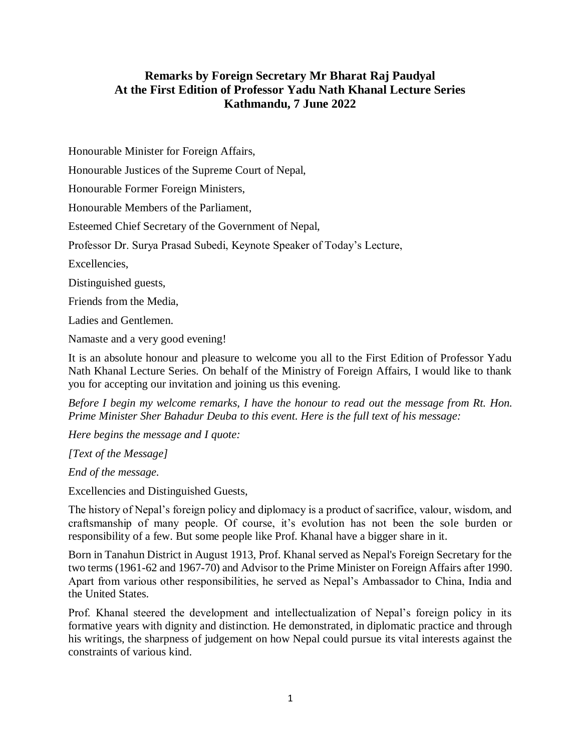**Remarks by Foreign Secretary Mr Bharat Raj Paudyal**
**At the First Edition of Professor Yadu Nath Khanal Lecture Series**
**Kathmandu, 7 June 2022**

Honourable Minister for Foreign Affairs,

Honourable Justices of the Supreme Court of Nepal,

Honourable Former Foreign Ministers,

Honourable Members of the Parliament,

Esteemed Chief Secretary of the Government of Nepal,

Professor Dr. Surya Prasad Subedi, Keynote Speaker of Today's Lecture,

Excellencies,

Distinguished guests,

Friends from the Media,

Ladies and Gentlemen.

Namaste and a very good evening!

It is an absolute honour and pleasure to welcome you all to the First Edition of Professor Yadu Nath Khanal Lecture Series. On behalf of the Ministry of Foreign Affairs, I would like to thank you for accepting our invitation and joining us this evening.

*Before I begin my welcome remarks, I have the honour to read out the message from Rt. Hon. Prime Minister Sher Bahadur Deuba to this event. Here is the full text of his message:*

*Here begins the message and I quote:*

*[Text of the Message]*

*End of the message.*

Excellencies and Distinguished Guests,

The history of Nepal's foreign policy and diplomacy is a product of sacrifice, valour, wisdom, and craftsmanship of many people. Of course, it's evolution has not been the sole burden or responsibility of a few. But some people like Prof. Khanal have a bigger share in it.

Born in Tanahun District in August 1913, Prof. Khanal served as Nepal's Foreign Secretary for the two terms (1961-62 and 1967-70) and Advisor to the Prime Minister on Foreign Affairs after 1990. Apart from various other responsibilities, he served as Nepal's Ambassador to China, India and the United States.

Prof. Khanal steered the development and intellectualization of Nepal's foreign policy in its formative years with dignity and distinction. He demonstrated, in diplomatic practice and through his writings, the sharpness of judgement on how Nepal could pursue its vital interests against the constraints of various kind.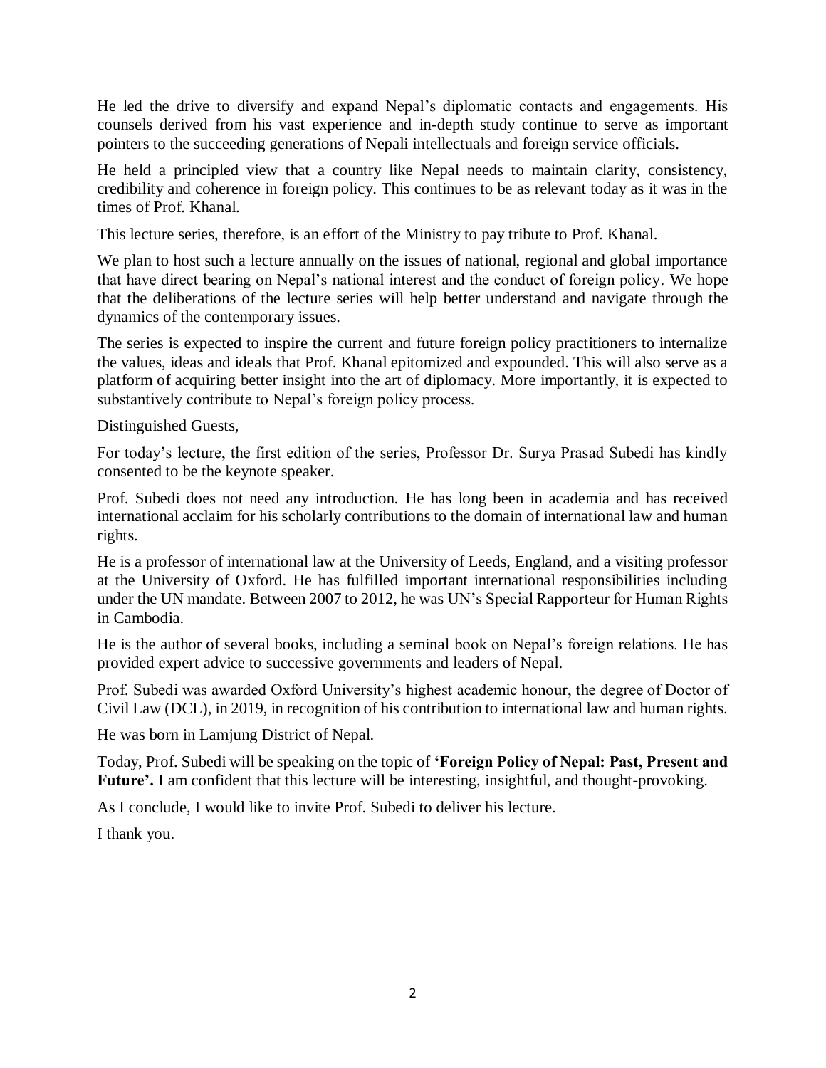He led the drive to diversify and expand Nepal's diplomatic contacts and engagements. His counsels derived from his vast experience and in-depth study continue to serve as important pointers to the succeeding generations of Nepali intellectuals and foreign service officials.

He held a principled view that a country like Nepal needs to maintain clarity, consistency, credibility and coherence in foreign policy. This continues to be as relevant today as it was in the times of Prof. Khanal.

This lecture series, therefore, is an effort of the Ministry to pay tribute to Prof. Khanal.

We plan to host such a lecture annually on the issues of national, regional and global importance that have direct bearing on Nepal's national interest and the conduct of foreign policy. We hope that the deliberations of the lecture series will help better understand and navigate through the dynamics of the contemporary issues.

The series is expected to inspire the current and future foreign policy practitioners to internalize the values, ideas and ideals that Prof. Khanal epitomized and expounded. This will also serve as a platform of acquiring better insight into the art of diplomacy. More importantly, it is expected to substantively contribute to Nepal's foreign policy process.

Distinguished Guests,

For today's lecture, the first edition of the series, Professor Dr. Surya Prasad Subedi has kindly consented to be the keynote speaker.

Prof. Subedi does not need any introduction. He has long been in academia and has received international acclaim for his scholarly contributions to the domain of international law and human rights.

He is a professor of international law at the University of Leeds, England, and a visiting professor at the University of Oxford. He has fulfilled important international responsibilities including under the UN mandate. Between 2007 to 2012, he was UN's Special Rapporteur for Human Rights in Cambodia.

He is the author of several books, including a seminal book on Nepal's foreign relations. He has provided expert advice to successive governments and leaders of Nepal.

Prof. Subedi was awarded Oxford University's highest academic honour, the degree of Doctor of Civil Law (DCL), in 2019, in recognition of his contribution to international law and human rights.

He was born in Lamjung District of Nepal.

Today, Prof. Subedi will be speaking on the topic of **'Foreign Policy of Nepal: Past, Present and Future'.** I am confident that this lecture will be interesting, insightful, and thought-provoking.

As I conclude, I would like to invite Prof. Subedi to deliver his lecture.

I thank you.